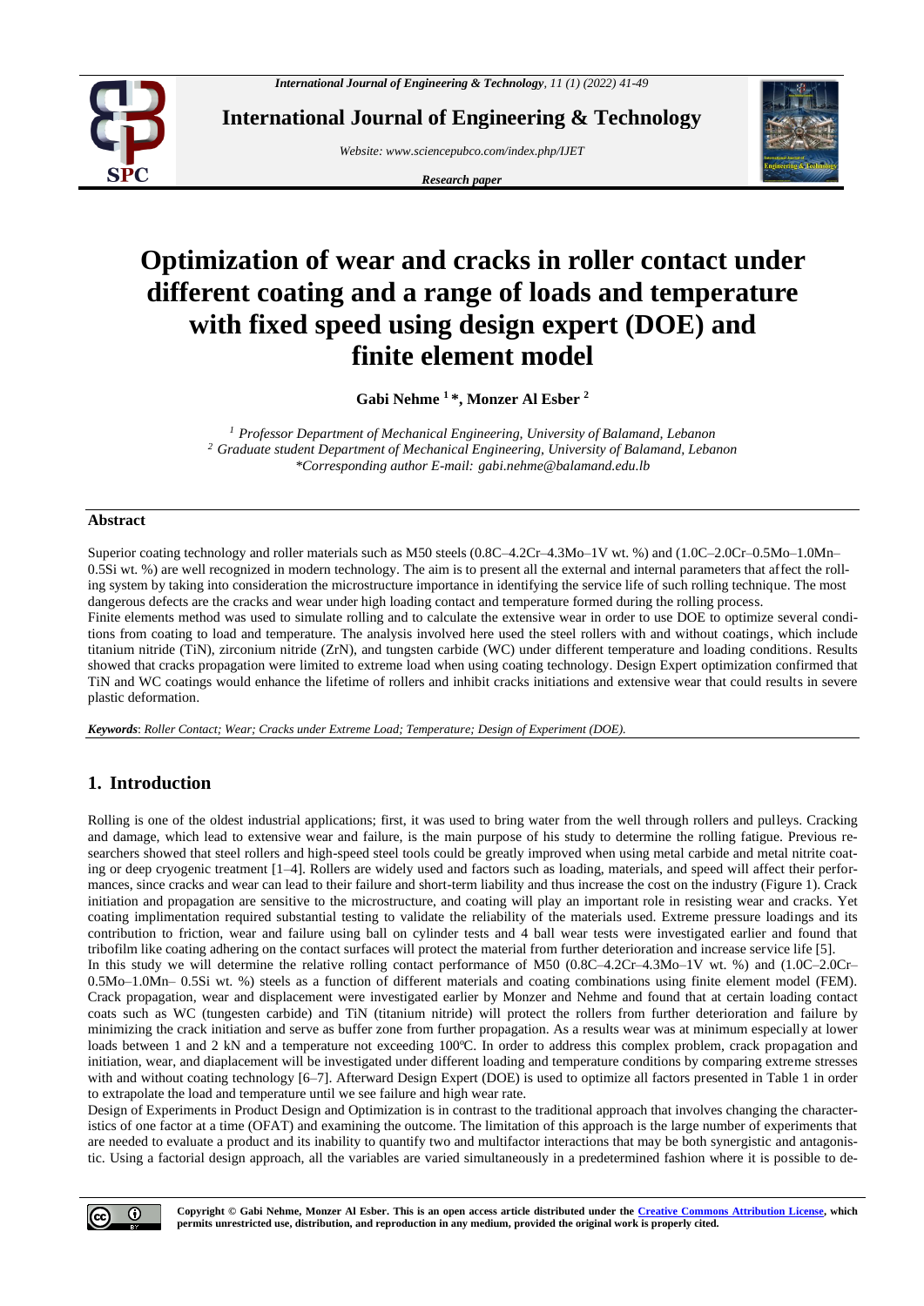# Optimization of wear and cracks in roller contact under different coating and a range of loads and temperature with fixed speed using design expert (DOE) and finite element model

**Gabi Nehme [1] *, Monzer Al Esber [2]**

*[1] Professor Department of Mechanical Engineering, University of Balamand, Lebanon*
*[2] Graduate student Department of Mechanical Engineering, University of Balamand, Lebanon*
*\*Corresponding author E-mail: gabi.nehme@balamand.edu.lb*

## Abstract

Superior coating technology and roller materials such as M50 steels (0.8C–4.2Cr–4.3Mo–1V wt. %) and (1.0C–2.0Cr–0.5Mo–1.0Mn–0.5Si wt. %) are well recognized in modern technology. The aim is to present all the external and internal parameters that affect the rolling system by taking into consideration the microstructure importance in identifying the service life of such rolling technique. The most dangerous defects are the cracks and wear under high loading contact and temperature formed during the rolling process.

Finite elements method was used to simulate rolling and to calculate the extensive wear in order to use DOE to optimize several conditions from coating to load and temperature. The analysis involved here used the steel rollers with and without coatings, which include titanium nitride (TiN), zirconium nitride (ZrN), and tungsten carbide (WC) under different temperature and loading conditions. Results showed that cracks propagation were limited to extreme load when using coating technology. Design Expert optimization confirmed that TiN and WC coatings would enhance the lifetime of rollers and inhibit cracks initiations and extensive wear that could results in severe plastic deformation.

***Keywords***: *Roller Contact; Wear; Cracks under Extreme Load; Temperature; Design of Experiment (DOE).*

## 1. Introduction

Rolling is one of the oldest industrial applications; first, it was used to bring water from the well through rollers and pulleys. Cracking and damage, which lead to extensive wear and failure, is the main purpose of his study to determine the rolling fatigue. Previous researchers showed that steel rollers and high-speed steel tools could be greatly improved when using metal carbide and metal nitrite coating or deep cryogenic treatment [1–4]. Rollers are widely used and factors such as loading, materials, and speed will affect their performances, since cracks and wear can lead to their failure and short-term liability and thus increase the cost on the industry (Figure 1). Crack initiation and propagation are sensitive to the microstructure, and coating will play an important role in resisting wear and cracks. Yet coating implimentation required substantial testing to validate the reliability of the materials used. Extreme pressure loadings and its contribution to friction, wear and failure using ball on cylinder tests and 4 ball wear tests were investigated earlier and found that tribofilm like coating adhering on the contact surfaces will protect the material from further deterioration and increase service life [5].

In this study we will determine the relative rolling contact performance of M50 (0.8C–4.2Cr–4.3Mo–1V wt. %) and (1.0C–2.0Cr–0.5Mo–1.0Mn– 0.5Si wt. %) steels as a function of different materials and coating combinations using finite element model (FEM). Crack propagation, wear and displacement were investigated earlier by Monzer and Nehme and found that at certain loading contact coats such as WC (tungsten carbide) and TiN (titanium nitride) will protect the rollers from further deterioration and failure by minimizing the crack initiation and serve as buffer zone from further propagation. As a results wear was at minimum especially at lower loads between 1 and 2 kN and a temperature not exceeding 100ºC. In order to address this complex problem, crack propagation and initiation, wear, and diaplacement will be investigated under different loading and temperature conditions by comparing extreme stresses with and without coating technology [6–7]. Afterward Design Expert (DOE) is used to optimize all factors presented in Table 1 in order to extrapolate the load and temperature until we see failure and high wear rate.

Design of Experiments in Product Design and Optimization is in contrast to the traditional approach that involves changing the characteristics of one factor at a time (OFAT) and examining the outcome. The limitation of this approach is the large number of experiments that are needed to evaluate a product and its inability to quantify two and multifactor interactions that may be both synergistic and antagonistic. Using a factorial design approach, all the variables are varied simultaneously in a predetermined fashion where it is possible to de-

**Copyright © Gabi Nehme, Monzer Al Esber. This is an open access article distributed under the Creative Commons Attribution License, which permits unrestricted use, distribution, and reproduction in any medium, provided the original work is properly cited.**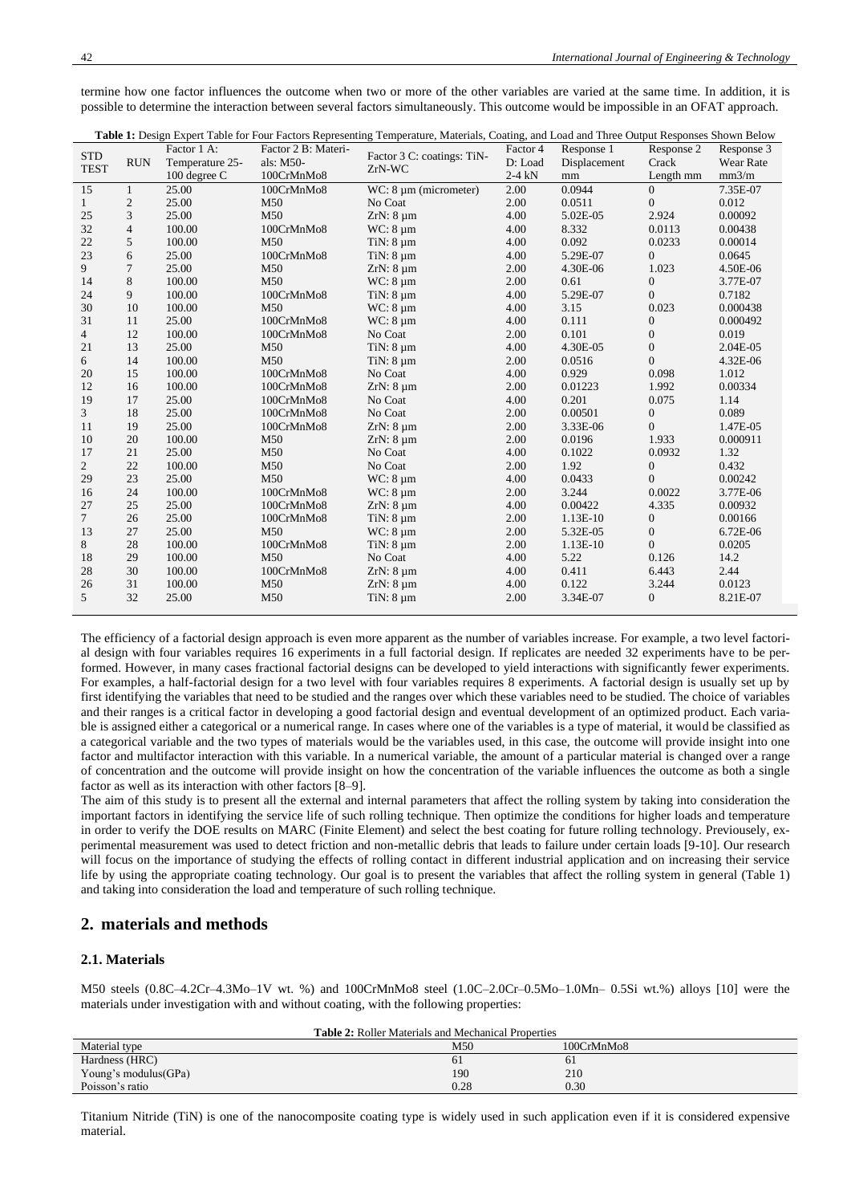termine how one factor influences the outcome when two or more of the other variables are varied at the same time. In addition, it is possible to determine the interaction between several factors simultaneously. This outcome would be impossible in an OFAT approach.

**Table 1:** Design Expert Table for Four Factors Representing Temperature, Materials, Coating, and Load and Three Output Responses Shown Below

| STD TEST | RUN | Factor 1 A: Temperature 25-100 degree C | Factor 2 B: Materials: M50-100CrMnMo8 | Factor 3 C: coatings: TiN-ZrN-WC | Factor 4 D: Load 2-4 kN | Response 1 Displacement mm | Response 2 Crack Length mm | Response 3 Wear Rate mm3/m |
|---|---|---|---|---|---|---|---|---|
| 15 | 1 | 25.00 | 100CrMnMo8 | WC: 8 µm (micrometer) | 2.00 | 0.0944 | 0 | 7.35E-07 |
| 1 | 2 | 25.00 | M50 | No Coat | 2.00 | 0.0511 | 0 | 0.012 |
| 25 | 3 | 25.00 | M50 | ZrN: 8 µm | 4.00 | 5.02E-05 | 2.924 | 0.00092 |
| 32 | 4 | 100.00 | 100CrMnMo8 | WC: 8 µm | 4.00 | 8.332 | 0.0113 | 0.00438 |
| 22 | 5 | 100.00 | M50 | TiN: 8 µm | 4.00 | 0.092 | 0.0233 | 0.00014 |
| 23 | 6 | 25.00 | 100CrMnMo8 | TiN: 8 µm | 4.00 | 5.29E-07 | 0 | 0.0645 |
| 9 | 7 | 25.00 | M50 | ZrN: 8 µm | 2.00 | 4.30E-06 | 1.023 | 4.50E-06 |
| 14 | 8 | 100.00 | M50 | WC: 8 µm | 2.00 | 0.61 | 0 | 3.77E-07 |
| 24 | 9 | 100.00 | 100CrMnMo8 | TiN: 8 µm | 4.00 | 5.29E-07 | 0 | 0.7182 |
| 30 | 10 | 100.00 | M50 | WC: 8 µm | 4.00 | 3.15 | 0.023 | 0.000438 |
| 31 | 11 | 25.00 | 100CrMnMo8 | WC: 8 µm | 4.00 | 0.111 | 0 | 0.000492 |
| 4 | 12 | 100.00 | 100CrMnMo8 | No Coat | 2.00 | 0.101 | 0 | 0.019 |
| 21 | 13 | 25.00 | M50 | TiN: 8 µm | 4.00 | 4.30E-05 | 0 | 2.04E-05 |
| 6 | 14 | 100.00 | M50 | TiN: 8 µm | 2.00 | 0.0516 | 0 | 4.32E-06 |
| 20 | 15 | 100.00 | 100CrMnMo8 | No Coat | 4.00 | 0.929 | 0.098 | 1.012 |
| 12 | 16 | 100.00 | 100CrMnMo8 | ZrN: 8 µm | 2.00 | 0.01223 | 1.992 | 0.00334 |
| 19 | 17 | 25.00 | 100CrMnMo8 | No Coat | 4.00 | 0.201 | 0.075 | 1.14 |
| 3 | 18 | 25.00 | 100CrMnMo8 | No Coat | 2.00 | 0.00501 | 0 | 0.089 |
| 11 | 19 | 25.00 | 100CrMnMo8 | ZrN: 8 µm | 2.00 | 3.33E-06 | 0 | 1.47E-05 |
| 10 | 20 | 100.00 | M50 | ZrN: 8 µm | 2.00 | 0.0196 | 1.933 | 0.000911 |
| 17 | 21 | 25.00 | M50 | No Coat | 4.00 | 0.1022 | 0.0932 | 1.32 |
| 2 | 22 | 100.00 | M50 | No Coat | 2.00 | 1.92 | 0 | 0.432 |
| 29 | 23 | 25.00 | M50 | WC: 8 µm | 4.00 | 0.0433 | 0 | 0.00242 |
| 16 | 24 | 100.00 | 100CrMnMo8 | WC: 8 µm | 2.00 | 3.244 | 0.0022 | 3.77E-06 |
| 27 | 25 | 25.00 | 100CrMnMo8 | ZrN: 8 µm | 4.00 | 0.00422 | 4.335 | 0.00932 |
| 7 | 26 | 25.00 | 100CrMnMo8 | TiN: 8 µm | 2.00 | 1.13E-10 | 0 | 0.00166 |
| 13 | 27 | 25.00 | M50 | WC: 8 µm | 2.00 | 5.32E-05 | 0 | 6.72E-06 |
| 8 | 28 | 100.00 | 100CrMnMo8 | TiN: 8 µm | 2.00 | 1.13E-10 | 0 | 0.0205 |
| 18 | 29 | 100.00 | M50 | No Coat | 4.00 | 5.22 | 0.126 | 14.2 |
| 28 | 30 | 100.00 | 100CrMnMo8 | ZrN: 8 µm | 4.00 | 0.411 | 6.443 | 2.44 |
| 26 | 31 | 100.00 | M50 | ZrN: 8 µm | 4.00 | 0.122 | 3.244 | 0.0123 |
| 5 | 32 | 25.00 | M50 | TiN: 8 µm | 2.00 | 3.34E-07 | 0 | 8.21E-07 |

The efficiency of a factorial design approach is even more apparent as the number of variables increase. For example, a two level factorial design with four variables requires 16 experiments in a full factorial design. If replicates are needed 32 experiments have to be performed. However, in many cases fractional factorial designs can be developed to yield interactions with significantly fewer experiments. For examples, a half-factorial design for a two level with four variables requires 8 experiments. A factorial design is usually set up by first identifying the variables that need to be studied and the ranges over which these variables need to be studied. The choice of variables and their ranges is a critical factor in developing a good factorial design and eventual development of an optimized product. Each variable is assigned either a categorical or a numerical range. In cases where one of the variables is a type of material, it would be classified as a categorical variable and the two types of materials would be the variables used, in this case, the outcome will provide insight into one factor and multifactor interaction with this variable. In a numerical variable, the amount of a particular material is changed over a range of concentration and the outcome will provide insight on how the concentration of the variable influences the outcome as both a single factor as well as its interaction with other factors [8–9].

The aim of this study is to present all the external and internal parameters that affect the rolling system by taking into consideration the important factors in identifying the service life of such rolling technique. Then optimize the conditions for higher loads and temperature in order to verify the DOE results on MARC (Finite Element) and select the best coating for future rolling technology. Previously, experimental measurement was used to detect friction and non-metallic debris that leads to failure under certain loads [9-10]. Our research will focus on the importance of studying the effects of rolling contact in different industrial application and on increasing their service life by using the appropriate coating technology. Our goal is to present the variables that affect the rolling system in general (Table 1) and taking into consideration the load and temperature of such rolling technique.

## 2. materials and methods

### 2.1. Materials

M50 steels (0.8C–4.2Cr–4.3Mo–1V wt. %) and 100CrMnMo8 steel (1.0C–2.0Cr–0.5Mo–1.0Mn– 0.5Si wt.%) alloys [10] were the materials under investigation with and without coating, with the following properties:

**Table 2:** Roller Materials and Mechanical Properties

| Material type | M50 | 100CrMnMo8 |
|---|---|---|
| Hardness (HRC) | 61 | 61 |
| Young's modulus(GPa) | 190 | 210 |
| Poisson's ratio | 0.28 | 0.30 |

Titanium Nitride (TiN) is one of the nanocomposite coating type is widely used in such application even if it is considered expensive material.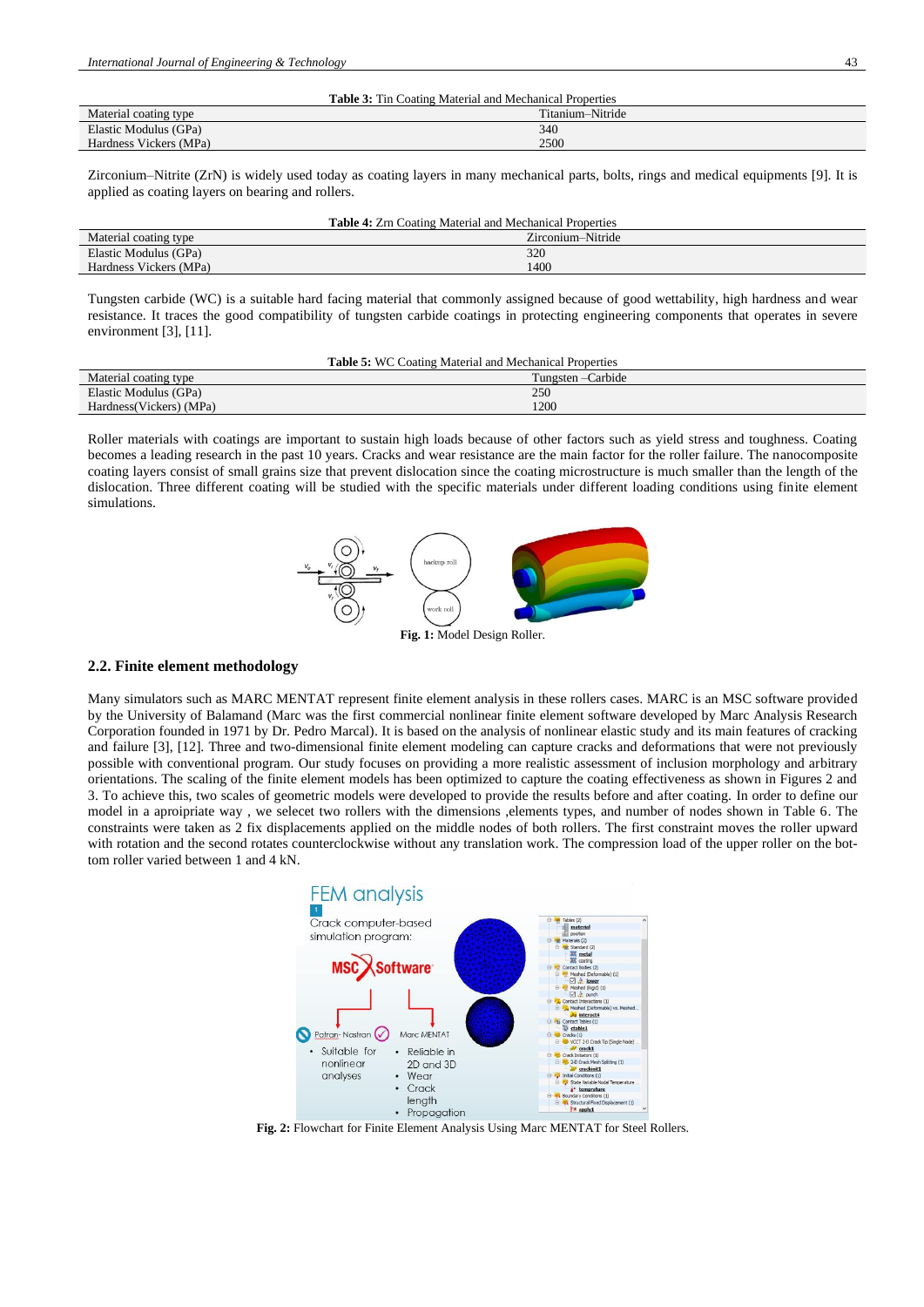**Table 3:** Tin Coating Material and Mechanical Properties

| Material coating type | Titanium–Nitride |
|---|---|
| Elastic Modulus (GPa) | 340 |
| Hardness Vickers (MPa) | 2500 |

Zirconium–Nitrite (ZrN) is widely used today as coating layers in many mechanical parts, bolts, rings and medical equipments [9]. It is applied as coating layers on bearing and rollers.

**Table 4:** Zrn Coating Material and Mechanical Properties

| Material coating type | Zirconium–Nitride |
|---|---|
| Elastic Modulus (GPa) | 320 |
| Hardness Vickers (MPa) | 1400 |

Tungsten carbide (WC) is a suitable hard facing material that commonly assigned because of good wettability, high hardness and wear resistance. It traces the good compatibility of tungsten carbide coatings in protecting engineering components that operates in severe environment [3], [11].

**Table 5:** WC Coating Material and Mechanical Properties

| Material coating type | Tungsten –Carbide |
|---|---|
| Elastic Modulus (GPa) | 250 |
| Hardness(Vickers) (MPa) | 1200 |

Roller materials with coatings are important to sustain high loads because of other factors such as yield stress and toughness. Coating becomes a leading research in the past 10 years. Cracks and wear resistance are the main factor for the roller failure. The nanocomposite coating layers consist of small grains size that prevent dislocation since the coating microstructure is much smaller than the length of the dislocation. Three different coating will be studied with the specific materials under different loading conditions using finite element simulations.

**Fig. 1:** Model Design Roller.

## 2.2. Finite element methodology

Many simulators such as MARC MENTAT represent finite element analysis in these rollers cases. MARC is an MSC software provided by the University of Balamand (Marc was the first commercial nonlinear finite element software developed by Marc Analysis Research Corporation founded in 1971 by Dr. Pedro Marcal). It is based on the analysis of nonlinear elastic study and its main features of cracking and failure [3], [12]. Three and two-dimensional finite element modeling can capture cracks and deformations that were not previously possible with conventional program. Our study focuses on providing a more realistic assessment of inclusion morphology and arbitrary orientations. The scaling of the finite element models has been optimized to capture the coating effectiveness as shown in Figures 2 and 3. To achieve this, two scales of geometric models were developed to provide the results before and after coating. In order to define our model in a aproipriate way , we selecet two rollers with the dimensions ,elements types, and number of nodes shown in Table 6. The constraints were taken as 2 fix displacements applied on the middle nodes of both rollers. The first constraint moves the roller upward with rotation and the second rotates counterclockwise without any translation work. The compression load of the upper roller on the bottom roller varied between 1 and 4 kN.

**Fig. 2:** Flowchart for Finite Element Analysis Using Marc MENTAT for Steel Rollers.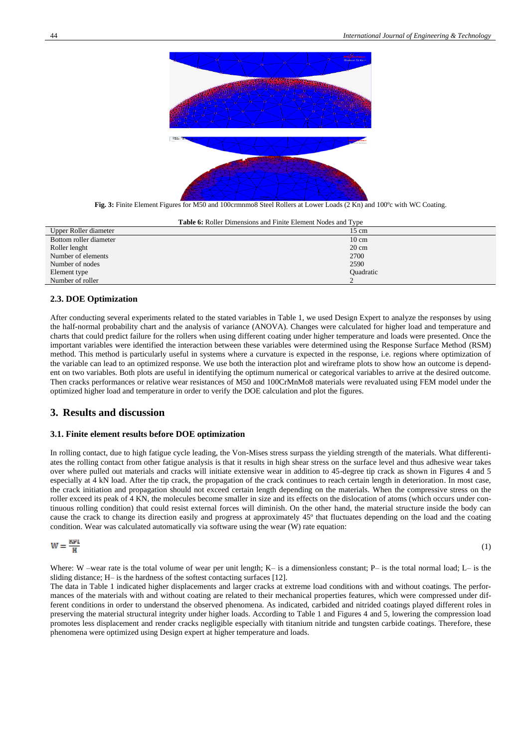Fig. 3: Finite Element Figures for M50 and 100crmnmo8 Steel Rollers at Lower Loads (2 Kn) and 100ºc with WC Coating.

**Table 6:** Roller Dimensions and Finite Element Nodes and Type

| | |
|---|---|
| Upper Roller diameter | 15 cm |
| Bottom roller diameter | 10 cm |
| Roller lenght | 20 cm |
| Number of elements | 2700 |
| Number of nodes | 2590 |
| Element type | Quadratic |
| Number of roller | 2 |

### 2.3. DOE Optimization

After conducting several experiments related to the stated variables in Table 1, we used Design Expert to analyze the responses by using the half-normal probability chart and the analysis of variance (ANOVA). Changes were calculated for higher load and temperature and charts that could predict failure for the rollers when using different coating under higher temperature and loads were presented. Once the important variables were identified the interaction between these variables were determined using the Response Surface Method (RSM) method. This method is particularly useful in systems where a curvature is expected in the response, i.e. regions where optimization of the variable can lead to an optimized response. We use both the interaction plot and wireframe plots to show how an outcome is dependent on two variables. Both plots are useful in identifying the optimum numerical or categorical variables to arrive at the desired outcome. Then cracks performances or relative wear resistances of M50 and 100CrMnMo8 materials were revaluated using FEM model under the optimized higher load and temperature in order to verify the DOE calculation and plot the figures.

## 3. Results and discussion

### 3.1. Finite element results before DOE optimization

In rolling contact, due to high fatigue cycle leading, the Von-Mises stress surpass the yielding strength of the materials. What differentiates the rolling contact from other fatigue analysis is that it results in high shear stress on the surface level and thus adhesive wear takes over where pulled out materials and cracks will initiate extensive wear in addition to 45-degree tip crack as shown in Figures 4 and 5 especially at 4 kN load. After the tip crack, the propagation of the crack continues to reach certain length in deterioration. In most case, the crack initiation and propagation should not exceed certain length depending on the materials. When the compressive stress on the roller exceed its peak of 4 KN, the molecules become smaller in size and its effects on the dislocation of atoms (which occurs under continuous rolling condition) that could resist external forces will diminish. On the other hand, the material structure inside the body can cause the crack to change its direction easily and progress at approximately 45º that fluctuates depending on the load and the coating condition. Wear was calculated automatically via software using the wear (W) rate equation:

$$W = \frac{KPL}{H} \tag{1}$$

Where: W –wear rate is the total volume of wear per unit length; K– is a dimensionless constant; P– is the total normal load; L– is the sliding distance; H– is the hardness of the softest contacting surfaces [12].

The data in Table 1 indicated higher displacements and larger cracks at extreme load conditions with and without coatings. The performances of the materials with and without coating are related to their mechanical properties features, which were compressed under different conditions in order to understand the observed phenomena. As indicated, carbided and nitrided coatings played different roles in preserving the material structural integrity under higher loads. According to Table 1 and Figures 4 and 5, lowering the compression load promotes less displacement and render cracks negligible especially with titanium nitride and tungsten carbide coatings. Therefore, these phenomena were optimized using Design expert at higher temperature and loads.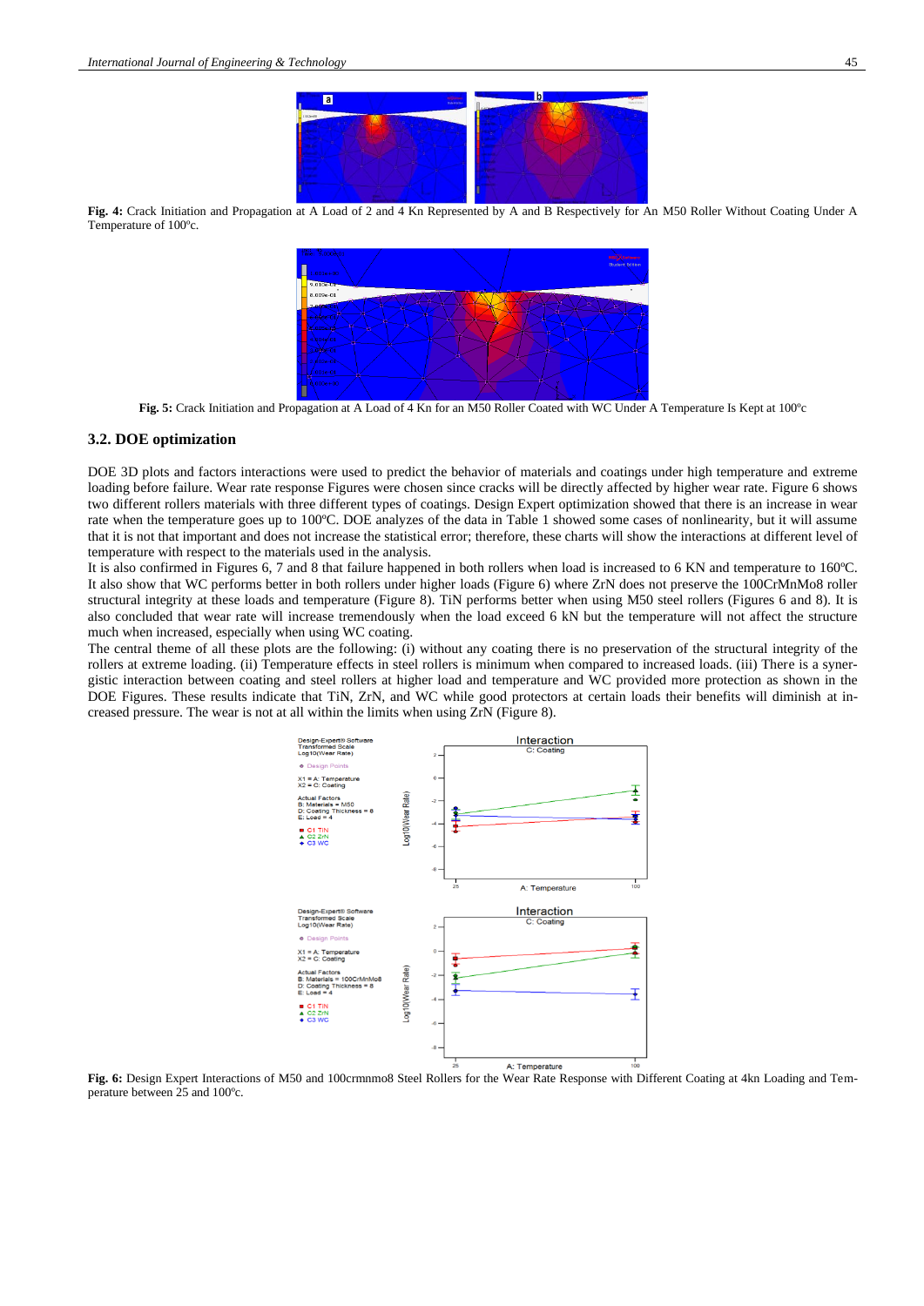Fig. 4: Crack Initiation and Propagation at A Load of 2 and 4 Kn Represented by A and B Respectively for An M50 Roller Without Coating Under A Temperature of 100ºc.

Fig. 5: Crack Initiation and Propagation at A Load of 4 Kn for an M50 Roller Coated with WC Under A Temperature Is Kept at 100ºc

### 3.2. DOE optimization

DOE 3D plots and factors interactions were used to predict the behavior of materials and coatings under high temperature and extreme loading before failure. Wear rate response Figures were chosen since cracks will be directly affected by higher wear rate. Figure 6 shows two different rollers materials with three different types of coatings. Design Expert optimization showed that there is an increase in wear rate when the temperature goes up to 100ºC. DOE analyzes of the data in Table 1 showed some cases of nonlinearity, but it will assume that it is not that important and does not increase the statistical error; therefore, these charts will show the interactions at different level of temperature with respect to the materials used in the analysis.

It is also confirmed in Figures 6, 7 and 8 that failure happened in both rollers when load is increased to 6 KN and temperature to 160ºC. It also show that WC performs better in both rollers under higher loads (Figure 6) where ZrN does not preserve the 100CrMnMo8 roller structural integrity at these loads and temperature (Figure 8). TiN performs better when using M50 steel rollers (Figures 6 and 8). It is also concluded that wear rate will increase tremendously when the load exceed 6 kN but the temperature will not affect the structure much when increased, especially when using WC coating.

The central theme of all these plots are the following: (i) without any coating there is no preservation of the structural integrity of the rollers at extreme loading. (ii) Temperature effects in steel rollers is minimum when compared to increased loads. (iii) There is a synergistic interaction between coating and steel rollers at higher load and temperature and WC provided more protection as shown in the DOE Figures. These results indicate that TiN, ZrN, and WC while good protectors at certain loads their benefits will diminish at increased pressure. The wear is not at all within the limits when using ZrN (Figure 8).

Fig. 6: Design Expert Interactions of M50 and 100crmnmo8 Steel Rollers for the Wear Rate Response with Different Coating at 4kn Loading and Temperature between 25 and 100ºc.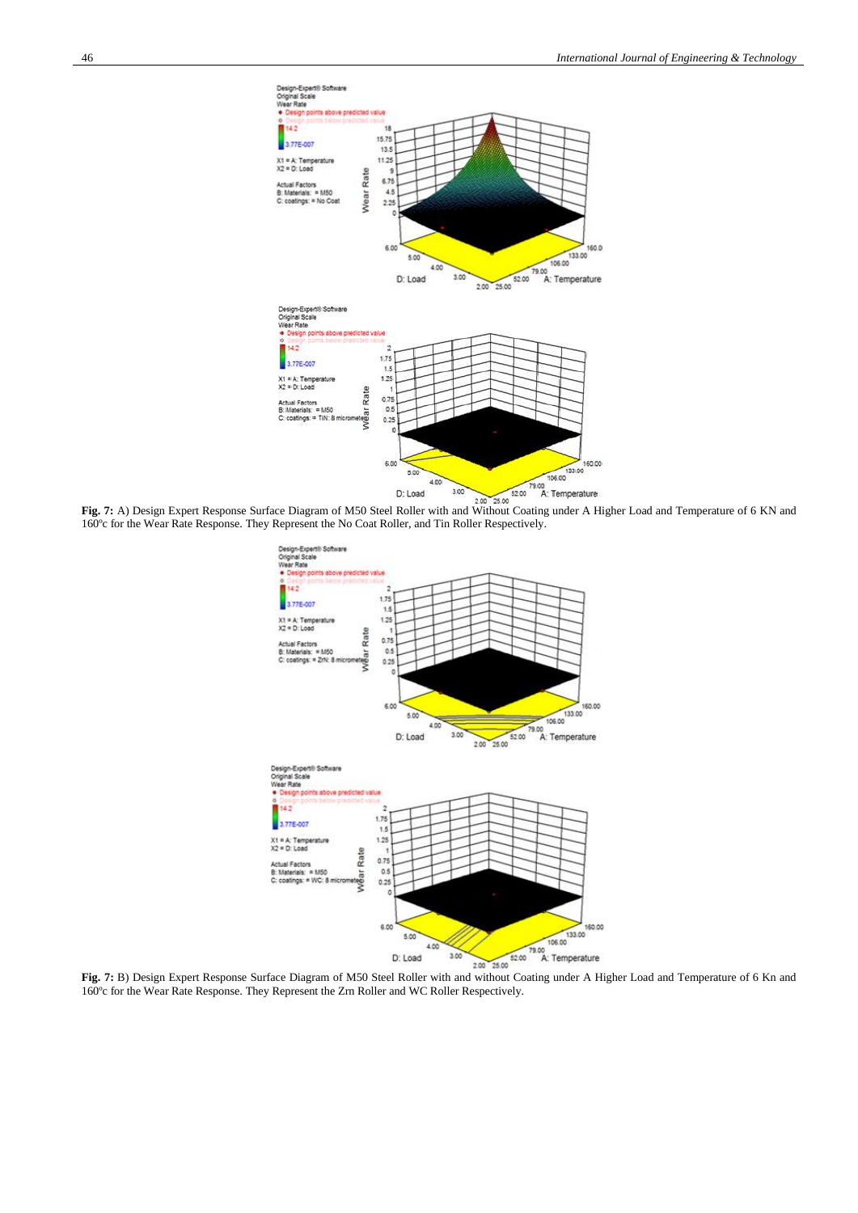**Fig. 7:** A) Design Expert Response Surface Diagram of M50 Steel Roller with and Without Coating under A Higher Load and Temperature of 6 KN and 160°c for the Wear Rate Response. They Represent the No Coat Roller, and Tin Roller Respectively.

**Fig. 7:** B) Design Expert Response Surface Diagram of M50 Steel Roller with and without Coating under A Higher Load and Temperature of 6 Kn and 160°c for the Wear Rate Response. They Represent the Zrn Roller and WC Roller Respectively.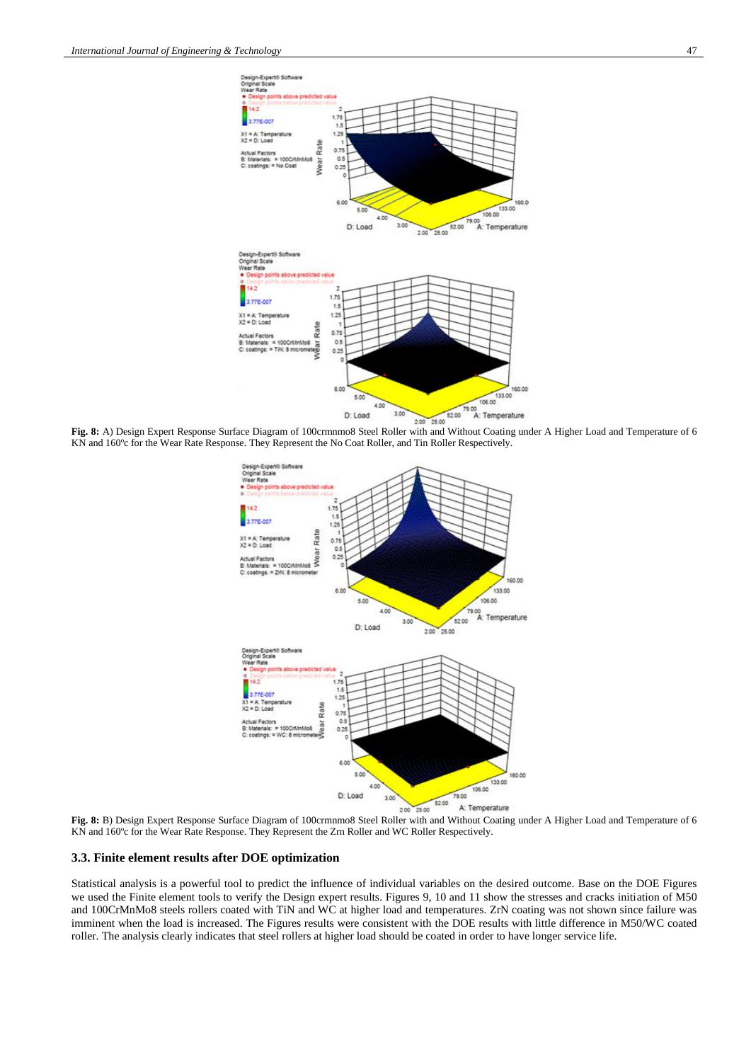**Fig. 8:** A) Design Expert Response Surface Diagram of 100crmnmo8 Steel Roller with and Without Coating under A Higher Load and Temperature of 6 KN and 160ºc for the Wear Rate Response. They Represent the No Coat Roller, and Tin Roller Respectively.

**Fig. 8:** B) Design Expert Response Surface Diagram of 100crmnmo8 Steel Roller with and Without Coating under A Higher Load and Temperature of 6 KN and 160ºc for the Wear Rate Response. They Represent the Zrn Roller and WC Roller Respectively.

### 3.3. Finite element results after DOE optimization

Statistical analysis is a powerful tool to predict the influence of individual variables on the desired outcome. Base on the DOE Figures we used the Finite element tools to verify the Design expert results. Figures 9, 10 and 11 show the stresses and cracks initiation of M50 and 100CrMnMo8 steels rollers coated with TiN and WC at higher load and temperatures. ZrN coating was not shown since failure was imminent when the load is increased. The Figures results were consistent with the DOE results with little difference in M50/WC coated roller. The analysis clearly indicates that steel rollers at higher load should be coated in order to have longer service life.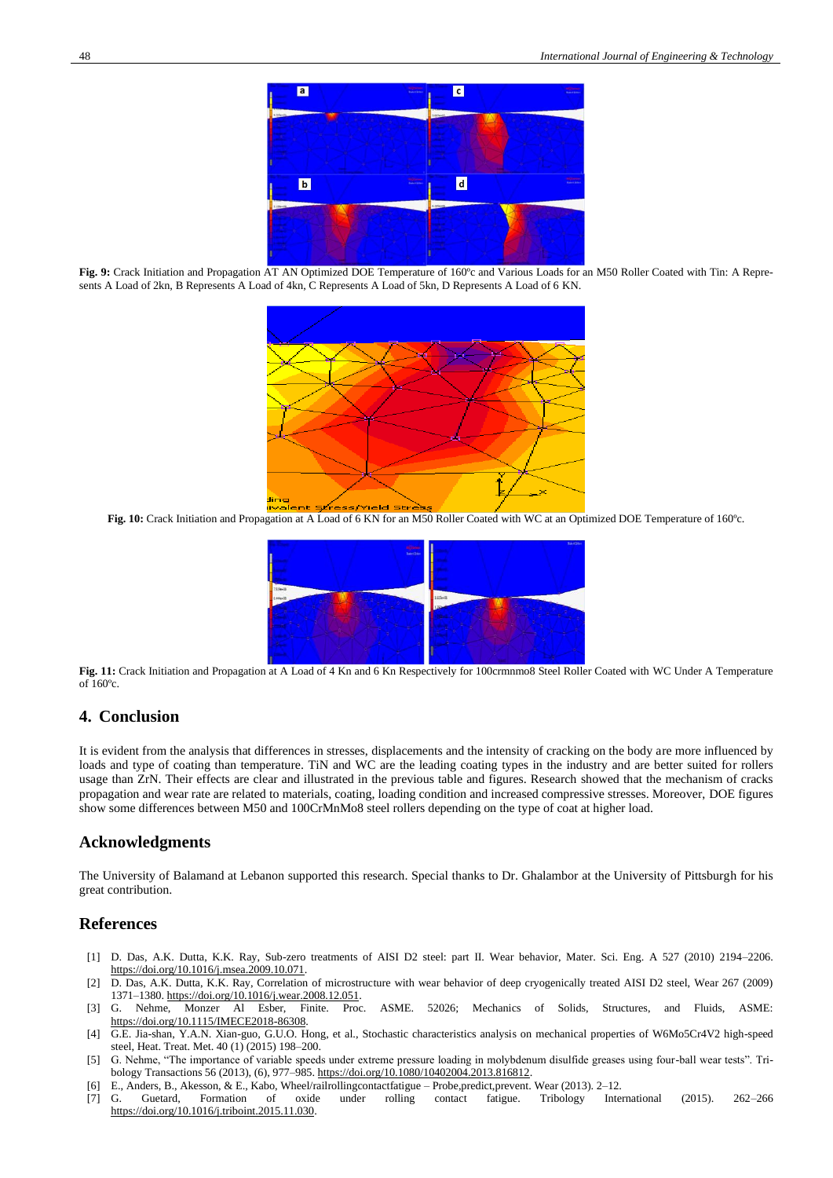**Fig. 9:** Crack Initiation and Propagation AT AN Optimized DOE Temperature of 160ºc and Various Loads for an M50 Roller Coated with Tin: A Represents A Load of 2kn, B Represents A Load of 4kn, C Represents A Load of 5kn, D Represents A Load of 6 KN.

**Fig. 10:** Crack Initiation and Propagation at A Load of 6 KN for an M50 Roller Coated with WC at an Optimized DOE Temperature of 160ºc.

**Fig. 11:** Crack Initiation and Propagation at A Load of 4 Kn and 6 Kn Respectively for 100crmnmo8 Steel Roller Coated with WC Under A Temperature of 160ºc.

## 4. Conclusion

It is evident from the analysis that differences in stresses, displacements and the intensity of cracking on the body are more influenced by loads and type of coating than temperature. TiN and WC are the leading coating types in the industry and are better suited for rollers usage than ZrN. Their effects are clear and illustrated in the previous table and figures. Research showed that the mechanism of cracks propagation and wear rate are related to materials, coating, loading condition and increased compressive stresses. Moreover, DOE figures show some differences between M50 and 100CrMnMo8 steel rollers depending on the type of coat at higher load.

## Acknowledgments

The University of Balamand at Lebanon supported this research. Special thanks to Dr. Ghalambor at the University of Pittsburgh for his great contribution.

## References

[1] D. Das, A.K. Dutta, K.K. Ray, Sub-zero treatments of AISI D2 steel: part II. Wear behavior, Mater. Sci. Eng. A 527 (2010) 2194–2206. https://doi.org/10.1016/j.msea.2009.10.071.

[2] D. Das, A.K. Dutta, K.K. Ray, Correlation of microstructure with wear behavior of deep cryogenically treated AISI D2 steel, Wear 267 (2009) 1371–1380. https://doi.org/10.1016/j.wear.2008.12.051.

[3] G. Nehme, Monzer Al Esber, Finite. Proc. ASME. 52026; Mechanics of Solids, Structures, and Fluids, ASME: https://doi.org/10.1115/IMECE2018-86308.

[4] G.E. Jia-shan, Y.A.N. Xian-guo, G.U.O. Hong, et al., Stochastic characteristics analysis on mechanical properties of W6Mo5Cr4V2 high-speed steel, Heat. Treat. Met. 40 (1) (2015) 198–200.

[5] G. Nehme, "The importance of variable speeds under extreme pressure loading in molybdenum disulfide greases using four-ball wear tests". Tribology Transactions 56 (2013), (6), 977–985. https://doi.org/10.1080/10402004.2013.816812.

[6] E., Anders, B., Akesson, & E., Kabo, Wheel/railrollingcontactfatigue – Probe,predict,prevent. Wear (2013). 2–12.

[7] G. Guetard, Formation of oxide under rolling contact fatigue. Tribology International (2015). 262–266 https://doi.org/10.1016/j.triboint.2015.11.030.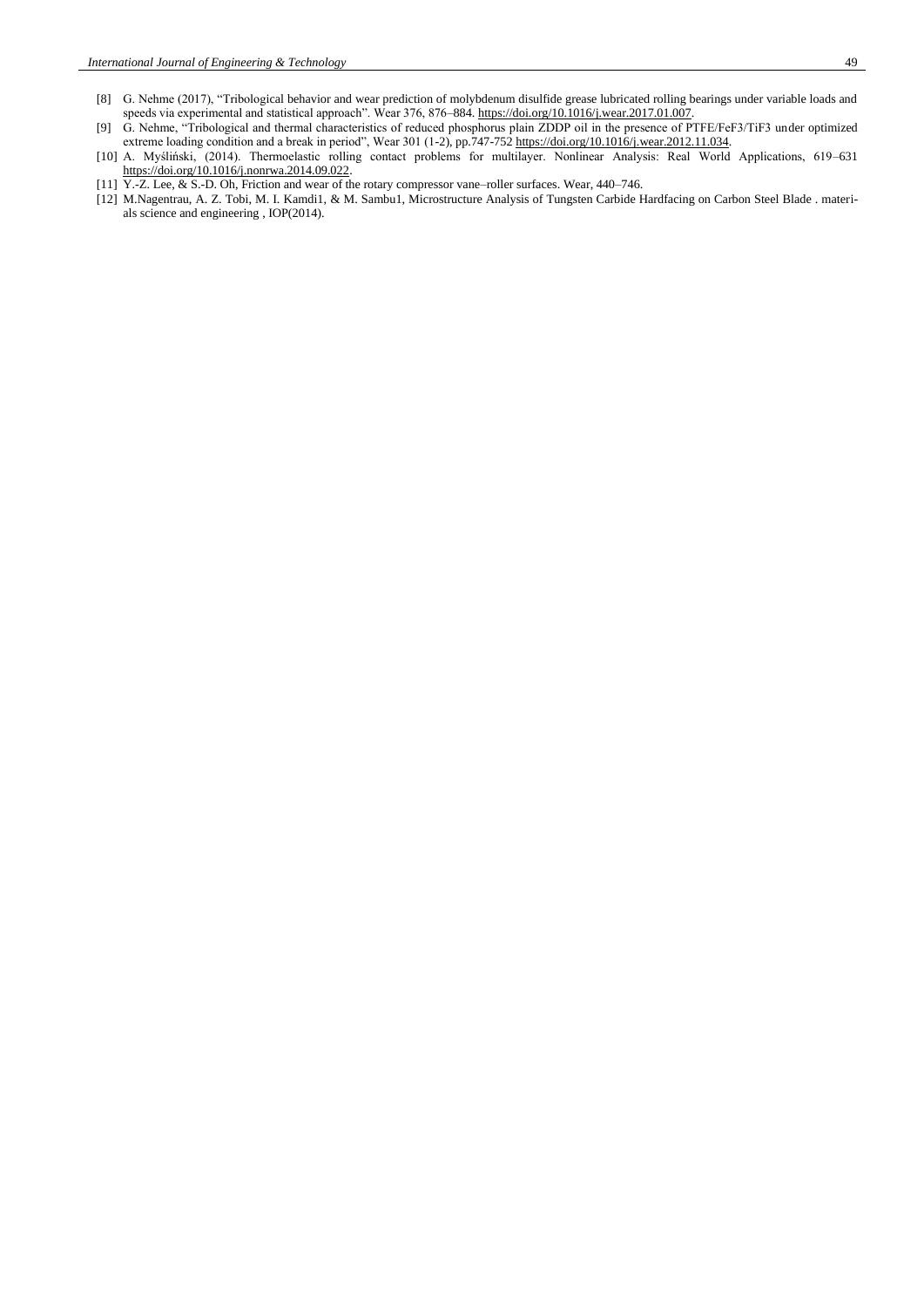[8] G. Nehme (2017), "Tribological behavior and wear prediction of molybdenum disulfide grease lubricated rolling bearings under variable loads and speeds via experimental and statistical approach". Wear 376, 876–884. https://doi.org/10.1016/j.wear.2017.01.007.

[9] G. Nehme, "Tribological and thermal characteristics of reduced phosphorus plain ZDDP oil in the presence of PTFE/FeF3/TiF3 under optimized extreme loading condition and a break in period", Wear 301 (1-2), pp.747-752 https://doi.org/10.1016/j.wear.2012.11.034.

[10] A. Myśliński, (2014). Thermoelastic rolling contact problems for multilayer. Nonlinear Analysis: Real World Applications, 619–631 https://doi.org/10.1016/j.nonrwa.2014.09.022.

[11] Y.-Z. Lee, & S.-D. Oh, Friction and wear of the rotary compressor vane–roller surfaces. Wear, 440–746.

[12] M.Nagentrau, A. Z. Tobi, M. I. Kamdi1, & M. Sambu1, Microstructure Analysis of Tungsten Carbide Hardfacing on Carbon Steel Blade . materials science and engineering , IOP(2014).